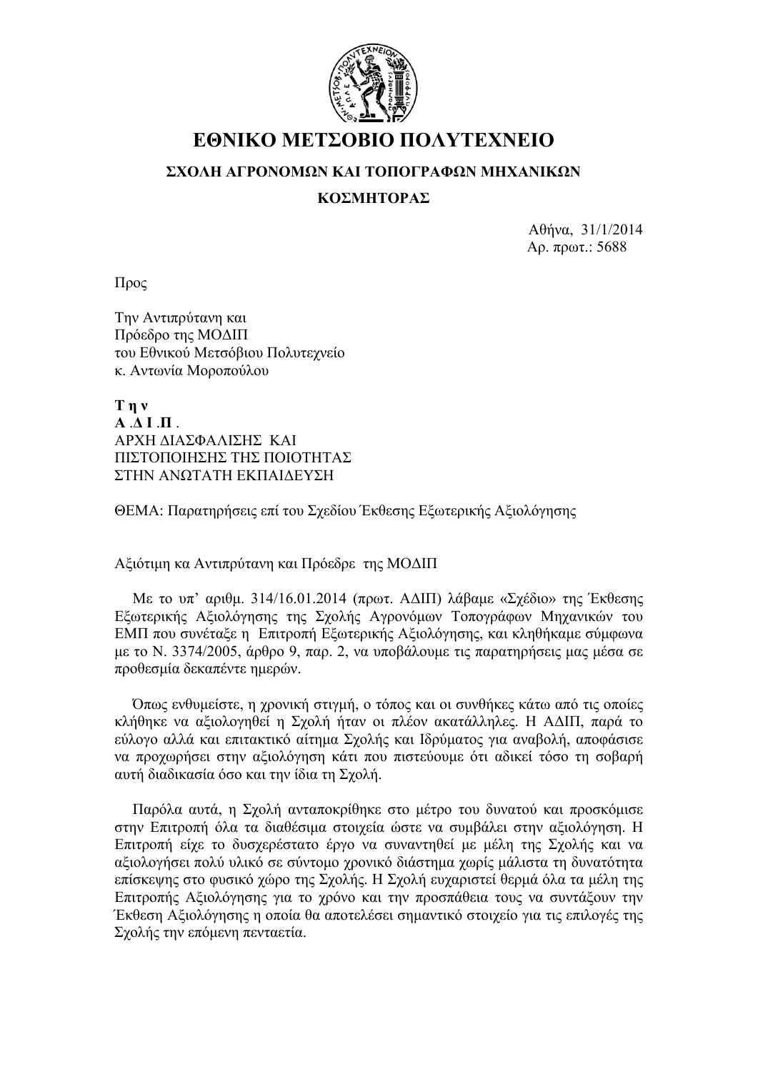# ΕΘΝΙΚΟ ΜΕΤΣΟΒΙΟ ΠΟΛΥΤΕΧΝΕΙΟ

**ΣΧΟΛΗ ΑΓΡΟΝΟΜΩΝ ΚΑΙ ΤΟΠΟΓΡΑΦΩΝ ΜΗΧΑΝΙΚΩΝ**

**ΚΟΣΜΗΤΟΡΑΣ**

Αθήνα, 31/1/2014
Αρ. πρωτ.: 5688

Προς

Την Αντιπρύτανη και
Πρόεδρο της ΜΟΔΙΠ
του Εθνικού Μετσόβιου Πολυτεχνείο
κ. Αντωνία Μοροπούλου

**Τ η ν**
**Α .Δ Ι .Π .**
ΑΡΧΗ ΔΙΑΣΦΑΛΙΣΗΣ ΚΑΙ
ΠΙΣΤΟΠΟΙΗΣΗΣ ΤΗΣ ΠΟΙΟΤΗΤΑΣ
ΣΤΗΝ ΑΝΩΤΑΤΗ ΕΚΠΑΙΔΕΥΣΗ

ΘΕΜΑ: Παρατηρήσεις επί του Σχεδίου Έκθεσης Εξωτερικής Αξιολόγησης

Αξιότιμη κα Αντιπρύτανη και Πρόεδρε της ΜΟΔΙΠ

Με το υπ' αριθμ. 314/16.01.2014 (πρωτ. ΑΔΙΠ) λάβαμε «Σχέδιο» της Έκθεσης Εξωτερικής Αξιολόγησης της Σχολής Αγρονόμων Τοπογράφων Μηχανικών του ΕΜΠ που συνέταξε η Επιτροπή Εξωτερικής Αξιολόγησης, και κληθήκαμε σύμφωνα με το Ν. 3374/2005, άρθρο 9, παρ. 2, να υποβάλουμε τις παρατηρήσεις μας μέσα σε προθεσμία δεκαπέντε ημερών.

Όπως ενθυμείστε, η χρονική στιγμή, ο τόπος και οι συνθήκες κάτω από τις οποίες κλήθηκε να αξιολογηθεί η Σχολή ήταν οι πλέον ακατάλληλες. Η ΑΔΙΠ, παρά το εύλογο αλλά και επιτακτικό αίτημα Σχολής και Ιδρύματος για αναβολή, αποφάσισε να προχωρήσει στην αξιολόγηση κάτι που πιστεύουμε ότι αδικεί τόσο τη σοβαρή αυτή διαδικασία όσο και την ίδια τη Σχολή.

Παρόλα αυτά, η Σχολή ανταποκρίθηκε στο μέτρο του δυνατού και προσκόμισε στην Επιτροπή όλα τα διαθέσιμα στοιχεία ώστε να συμβάλει στην αξιολόγηση. Η Επιτροπή είχε το δυσχερέστατο έργο να συναντηθεί με μέλη της Σχολής και να αξιολογήσει πολύ υλικό σε σύντομο χρονικό διάστημα χωρίς μάλιστα τη δυνατότητα επίσκεψης στο φυσικό χώρο της Σχολής. Η Σχολή ευχαριστεί θερμά όλα τα μέλη της Επιτροπής Αξιολόγησης για το χρόνο και την προσπάθεια τους να συντάξουν την Έκθεση Αξιολόγησης η οποία θα αποτελέσει σημαντικό στοιχείο για τις επιλογές της Σχολής την επόμενη πενταετία.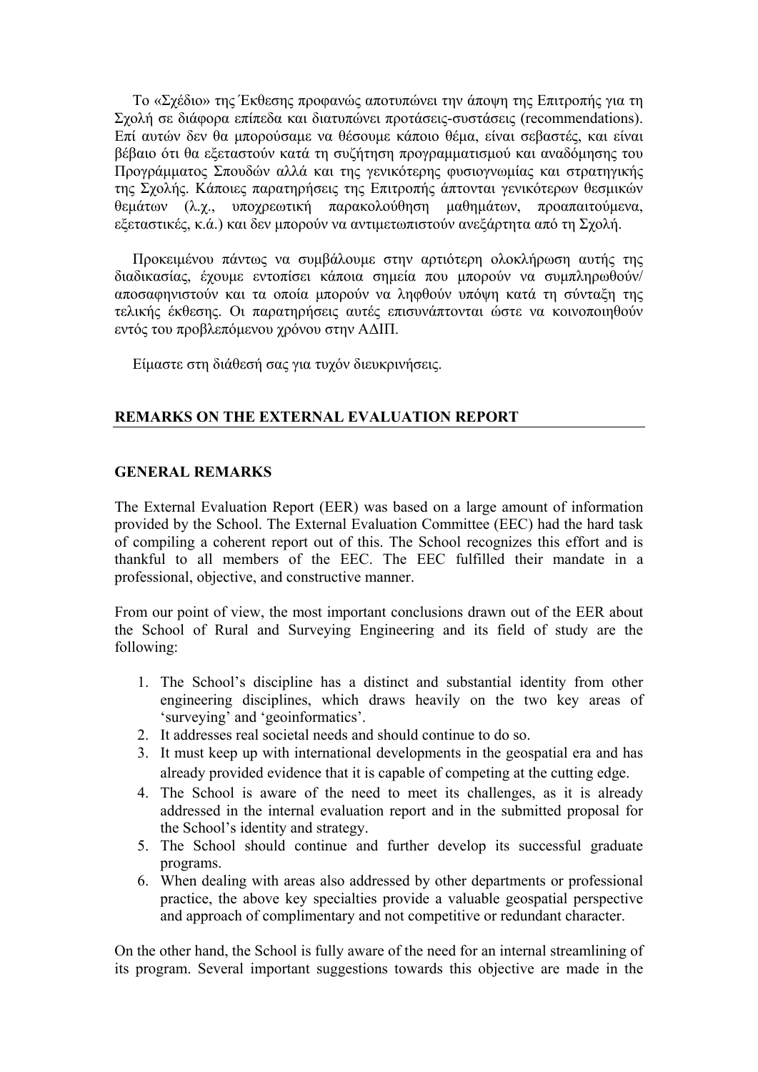Το «Σχέδιο» της Έκθεσης προφανώς αποτυπώνει την άποψη της Επιτροπής για τη Σχολή σε διάφορα επίπεδα και διατυπώνει προτάσεις-συστάσεις (recommendations). Επί αυτών δεν θα μπορούσαμε να θέσουμε κάποιο θέμα, είναι σεβαστές, και είναι βέβαιο ότι θα εξεταστούν κατά τη συζήτηση προγραμματισμού και αναδόμησης του Προγράμματος Σπουδών αλλά και της γενικότερης φυσιογνωμίας και στρατηγικής της Σχολής. Κάποιες παρατηρήσεις της Επιτροπής άπτονται γενικότερων θεσμικών θεμάτων (λ.χ., υποχρεωτική παρακολούθηση μαθημάτων, προαπαιτούμενα, εξεταστικές, κ.ά.) και δεν μπορούν να αντιμετωπιστούν ανεξάρτητα από τη Σχολή.

Προκειμένου πάντως να συμβάλουμε στην αρτιότερη ολοκλήρωση αυτής της διαδικασίας, έχουμε εντοπίσει κάποια σημεία που μπορούν να συμπληρωθούν/αποσαφηνιστούν και τα οποία μπορούν να ληφθούν υπόψη κατά τη σύνταξη της τελικής έκθεσης. Οι παρατηρήσεις αυτές επισυνάπτονται ώστε να κοινοποιηθούν εντός του προβλεπόμενου χρόνου στην ΑΔΙΠ.

Είμαστε στη διάθεσή σας για τυχόν διευκρινήσεις.

## REMARKS ON THE EXTERNAL EVALUATION REPORT

### GENERAL REMARKS

The External Evaluation Report (EER) was based on a large amount of information provided by the School. The External Evaluation Committee (EEC) had the hard task of compiling a coherent report out of this. The School recognizes this effort and is thankful to all members of the EEC. The EEC fulfilled their mandate in a professional, objective, and constructive manner.

From our point of view, the most important conclusions drawn out of the EER about the School of Rural and Surveying Engineering and its field of study are the following:

1. The School's discipline has a distinct and substantial identity from other engineering disciplines, which draws heavily on the two key areas of 'surveying' and 'geoinformatics'.
2. It addresses real societal needs and should continue to do so.
3. It must keep up with international developments in the geospatial era and has already provided evidence that it is capable of competing at the cutting edge.
4. The School is aware of the need to meet its challenges, as it is already addressed in the internal evaluation report and in the submitted proposal for the School's identity and strategy.
5. The School should continue and further develop its successful graduate programs.
6. When dealing with areas also addressed by other departments or professional practice, the above key specialties provide a valuable geospatial perspective and approach of complimentary and not competitive or redundant character.

On the other hand, the School is fully aware of the need for an internal streamlining of its program. Several important suggestions towards this objective are made in the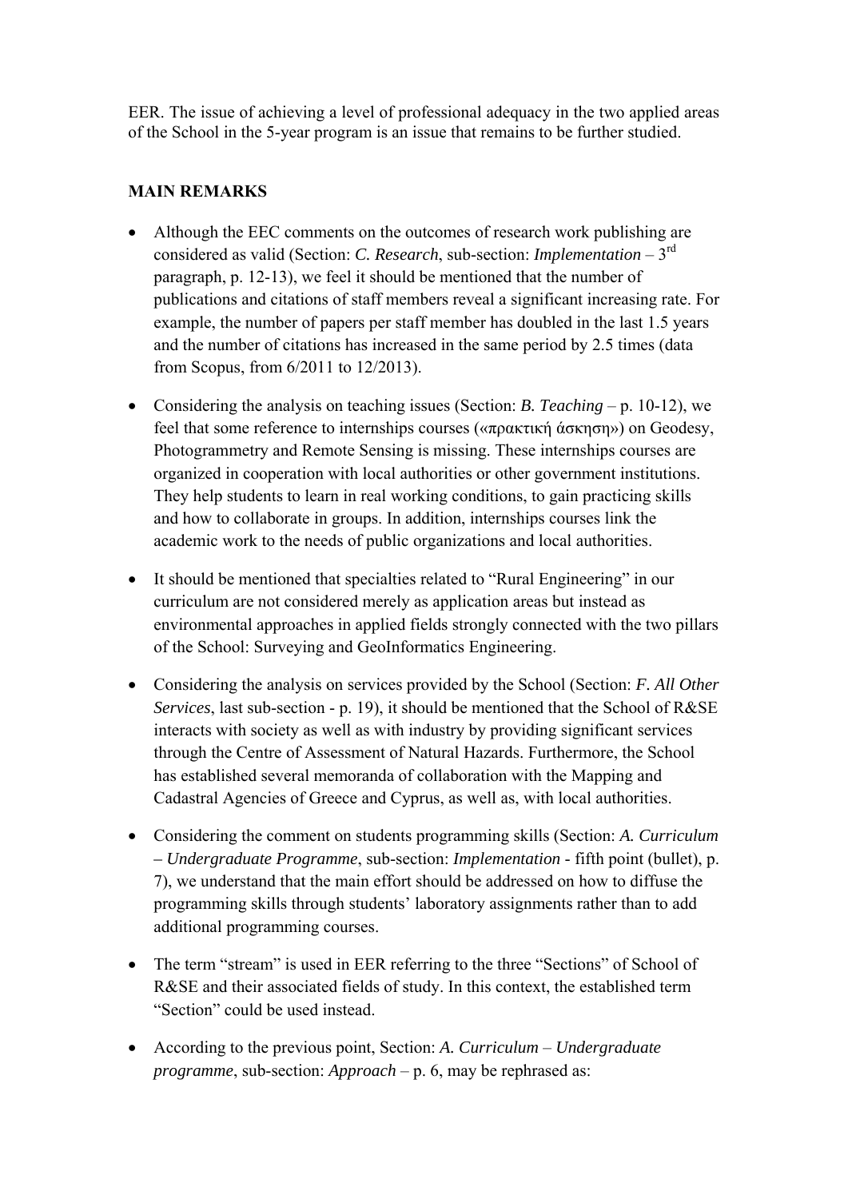EER. The issue of achieving a level of professional adequacy in the two applied areas of the School in the 5-year program is an issue that remains to be further studied.

**MAIN REMARKS**

- Although the EEC comments on the outcomes of research work publishing are considered as valid (Section: *C. Research*, sub-section: *Implementation* – 3rd paragraph, p. 12-13), we feel it should be mentioned that the number of publications and citations of staff members reveal a significant increasing rate. For example, the number of papers per staff member has doubled in the last 1.5 years and the number of citations has increased in the same period by 2.5 times (data from Scopus, from 6/2011 to 12/2013).

- Considering the analysis on teaching issues (Section: *B. Teaching* – p. 10-12), we feel that some reference to internships courses («πρακτική άσκηση») on Geodesy, Photogrammetry and Remote Sensing is missing. These internships courses are organized in cooperation with local authorities or other government institutions. They help students to learn in real working conditions, to gain practicing skills and how to collaborate in groups. In addition, internships courses link the academic work to the needs of public organizations and local authorities.

- It should be mentioned that specialties related to "Rural Engineering" in our curriculum are not considered merely as application areas but instead as environmental approaches in applied fields strongly connected with the two pillars of the School: Surveying and GeoInformatics Engineering.

- Considering the analysis on services provided by the School (Section: *F. All Other Services*, last sub-section - p. 19), it should be mentioned that the School of R&SE interacts with society as well as with industry by providing significant services through the Centre of Assessment of Natural Hazards. Furthermore, the School has established several memoranda of collaboration with the Mapping and Cadastral Agencies of Greece and Cyprus, as well as, with local authorities.

- Considering the comment on students programming skills (Section: *A. Curriculum – Undergraduate Programme*, sub-section: *Implementation* - fifth point (bullet), p. 7), we understand that the main effort should be addressed on how to diffuse the programming skills through students' laboratory assignments rather than to add additional programming courses.

- The term "stream" is used in EER referring to the three "Sections" of School of R&SE and their associated fields of study. In this context, the established term "Section" could be used instead.

- According to the previous point, Section: *A. Curriculum – Undergraduate programme*, sub-section: *Approach* – p. 6, may be rephrased as: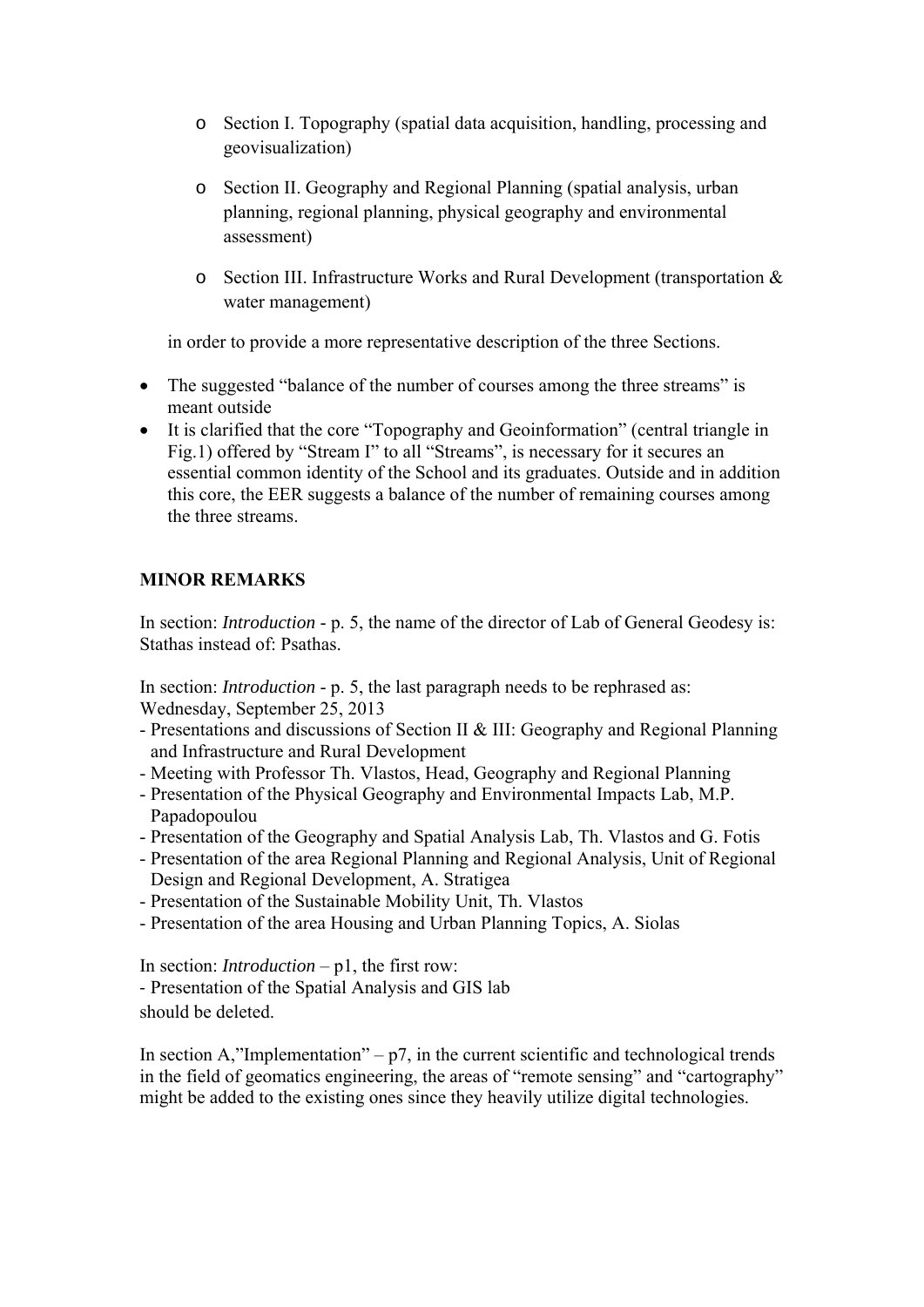- Section I. Topography (spatial data acquisition, handling, processing and geovisualization)
- Section II. Geography and Regional Planning (spatial analysis, urban planning, regional planning, physical geography and environmental assessment)
- Section III. Infrastructure Works and Rural Development (transportation & water management)

in order to provide a more representative description of the three Sections.

- The suggested "balance of the number of courses among the three streams" is meant outside
- It is clarified that the core "Topography and Geoinformation" (central triangle in Fig.1) offered by "Stream I" to all "Streams", is necessary for it secures an essential common identity of the School and its graduates. Outside and in addition this core, the EER suggests a balance of the number of remaining courses among the three streams.

**MINOR REMARKS**

In section: *Introduction* - p. 5, the name of the director of Lab of General Geodesy is: Stathas instead of: Psathas.

In section: *Introduction* - p. 5, the last paragraph needs to be rephrased as:
Wednesday, September 25, 2013
- Presentations and discussions of Section II & III: Geography and Regional Planning and Infrastructure and Rural Development
- Meeting with Professor Th. Vlastos, Head, Geography and Regional Planning
- Presentation of the Physical Geography and Environmental Impacts Lab, M.P. Papadopoulou
- Presentation of the Geography and Spatial Analysis Lab, Th. Vlastos and G. Fotis
- Presentation of the area Regional Planning and Regional Analysis, Unit of Regional Design and Regional Development, A. Stratigea
- Presentation of the Sustainable Mobility Unit, Th. Vlastos
- Presentation of the area Housing and Urban Planning Topics, A. Siolas

In section: *Introduction* – p1, the first row:
- Presentation of the Spatial Analysis and GIS lab
should be deleted.

In section A,"Implementation" – p7, in the current scientific and technological trends in the field of geomatics engineering, the areas of "remote sensing" and "cartography" might be added to the existing ones since they heavily utilize digital technologies.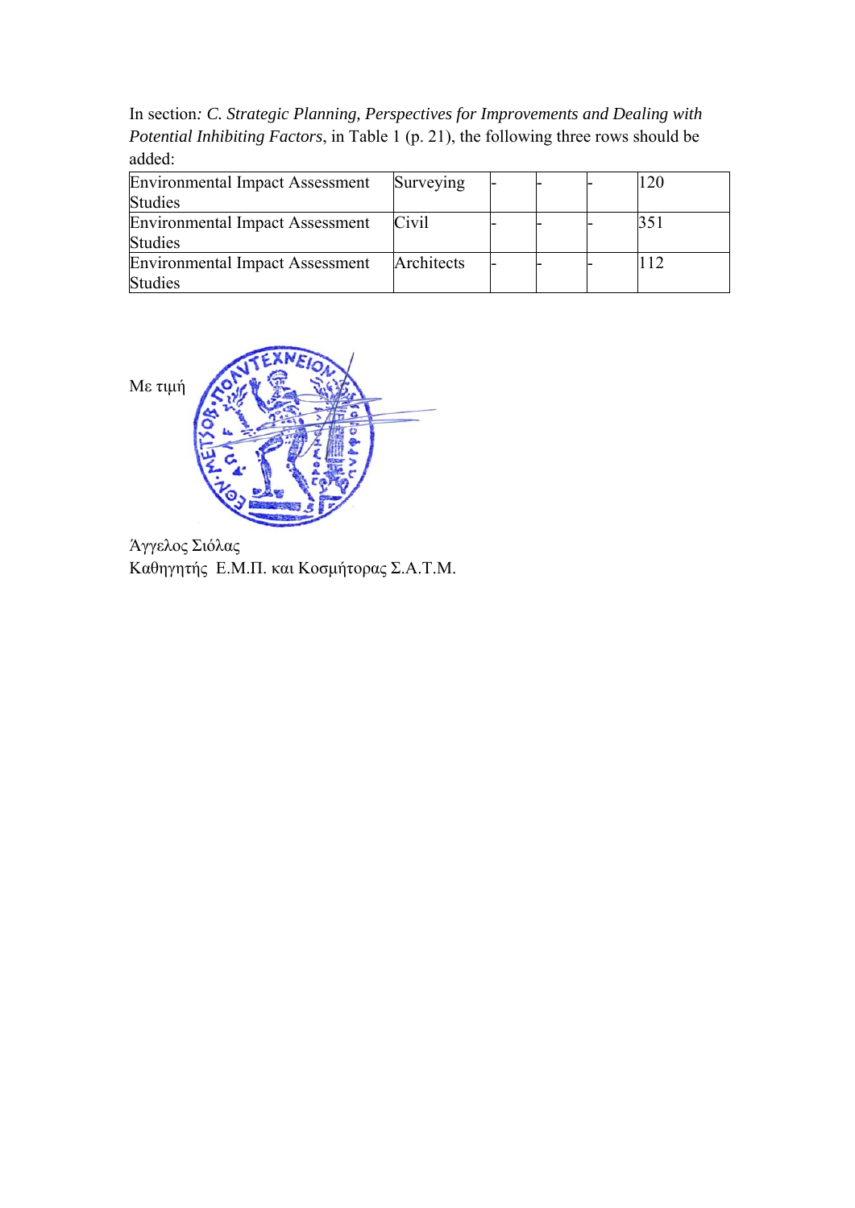In section*: C. Strategic Planning, Perspectives for Improvements and Dealing with Potential Inhibiting Factors*, in Table 1 (p. 21), the following three rows should be added:

| | | | | | |
|---|---|---|---|---|---|
| Environmental Impact Assessment Studies | Surveying | - | - | - | 120 |
| Environmental Impact Assessment Studies | Civil | - | - | - | 351 |
| Environmental Impact Assessment Studies | Architects | - | - | - | 112 |

Με τιμή

Άγγελος Σιόλας
Καθηγητής Ε.Μ.Π. και Κοσμήτορας Σ.Α.Τ.Μ.